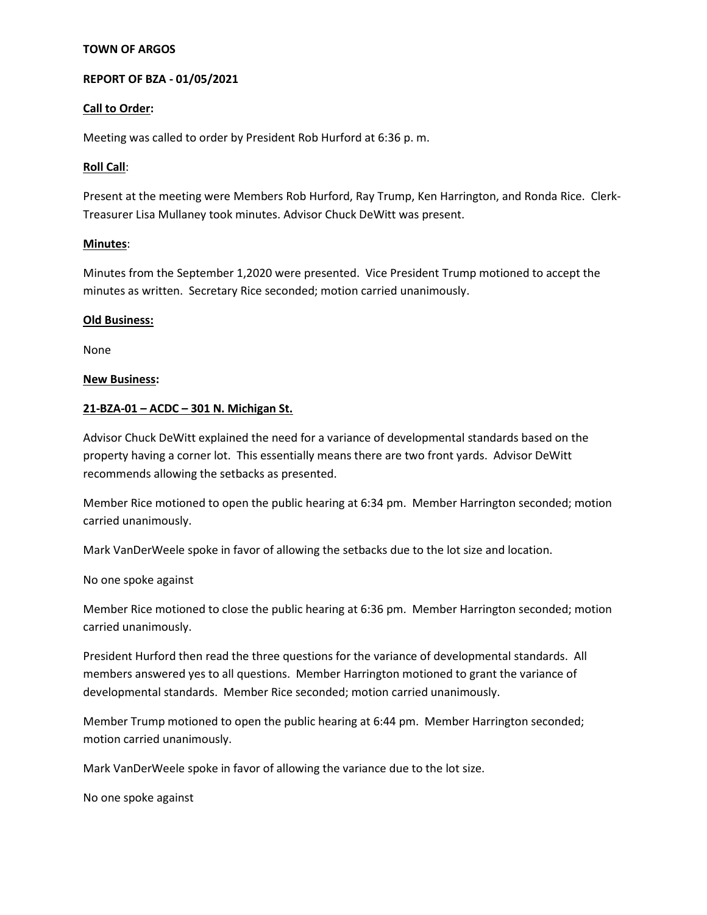**TOWN OF ARGOS**

**REPORT OF BZA - 01/05/2021**

**Call to Order:**

Meeting was called to order by President Rob Hurford at 6:36 p. m.

**Roll Call**:

Present at the meeting were Members Rob Hurford, Ray Trump, Ken Harrington, and Ronda Rice. Clerk-Treasurer Lisa Mullaney took minutes. Advisor Chuck DeWitt was present.

**Minutes**:

Minutes from the September 1,2020 were presented. Vice President Trump motioned to accept the minutes as written. Secretary Rice seconded; motion carried unanimously.

**Old Business:**

None

**New Business:**

**21-BZA-01 – ACDC – 301 N. Michigan St.**

Advisor Chuck DeWitt explained the need for a variance of developmental standards based on the property having a corner lot. This essentially means there are two front yards. Advisor DeWitt recommends allowing the setbacks as presented.

Member Rice motioned to open the public hearing at 6:34 pm. Member Harrington seconded; motion carried unanimously.

Mark VanDerWeele spoke in favor of allowing the setbacks due to the lot size and location.

No one spoke against

Member Rice motioned to close the public hearing at 6:36 pm. Member Harrington seconded; motion carried unanimously.

President Hurford then read the three questions for the variance of developmental standards. All members answered yes to all questions. Member Harrington motioned to grant the variance of developmental standards. Member Rice seconded; motion carried unanimously.

Member Trump motioned to open the public hearing at 6:44 pm. Member Harrington seconded; motion carried unanimously.

Mark VanDerWeele spoke in favor of allowing the variance due to the lot size.

No one spoke against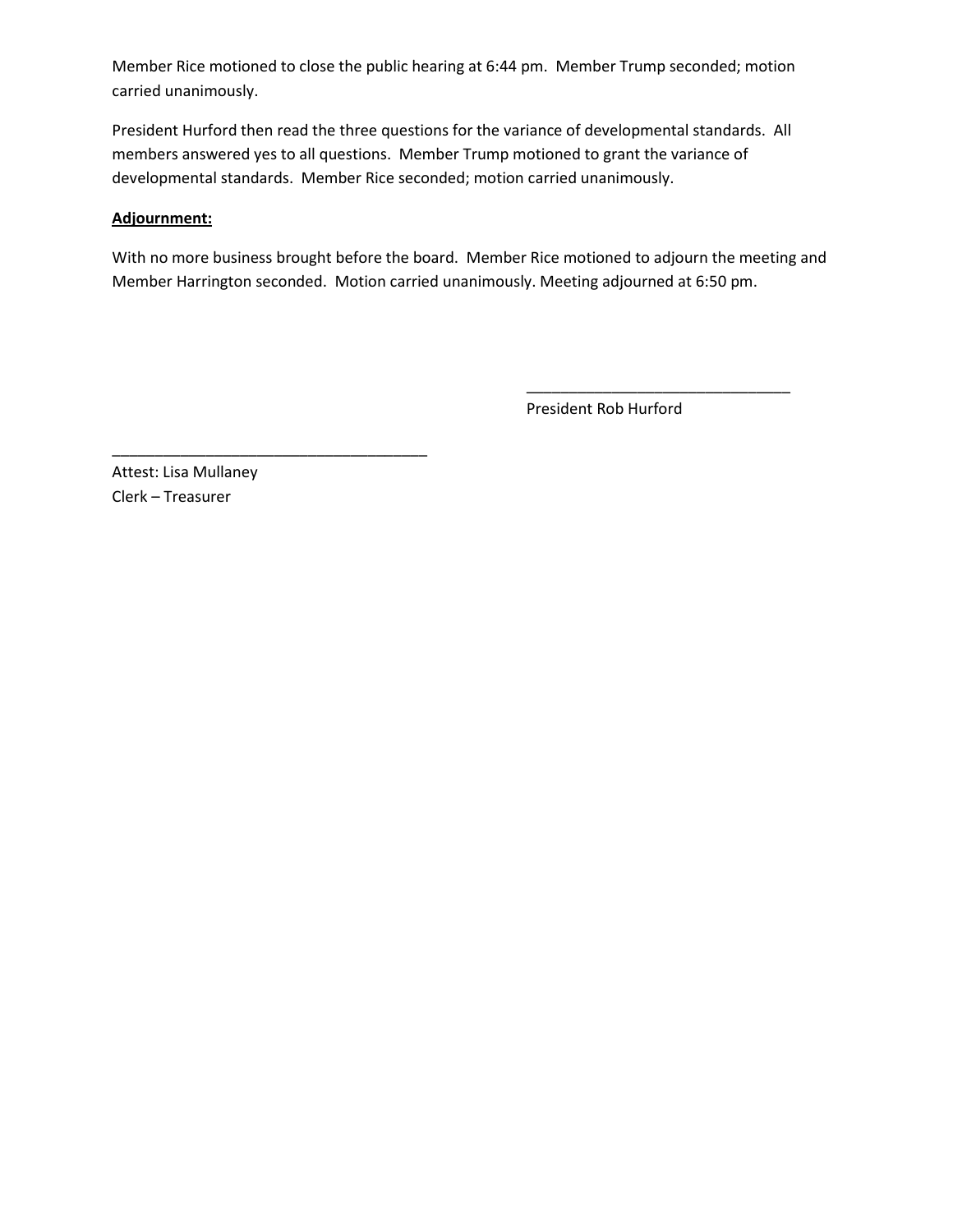Member Rice motioned to close the public hearing at 6:44 pm. Member Trump seconded; motion carried unanimously.

President Hurford then read the three questions for the variance of developmental standards. All members answered yes to all questions. Member Trump motioned to grant the variance of developmental standards. Member Rice seconded; motion carried unanimously.

**Adjournment:**

With no more business brought before the board. Member Rice motioned to adjourn the meeting and Member Harrington seconded. Motion carried unanimously. Meeting adjourned at 6:50 pm.

_______________________________

President Rob Hurford

_____________________________________

Attest: Lisa Mullaney
Clerk – Treasurer